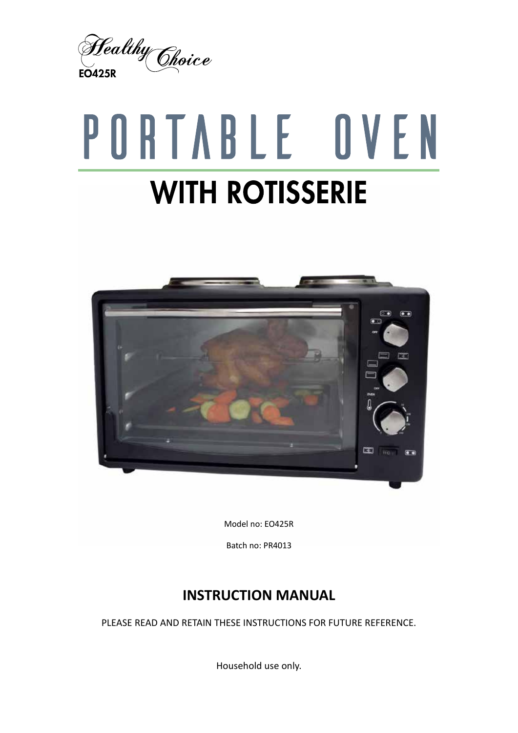Healthy Choice

EO425R

# PORTABLE OVEN

# WITH ROTISSERIE

Model no: EO425R

Batch no: PR4013

## INSTRUCTION MANUAL

PLEASE READ AND RETAIN THESE INSTRUCTIONS FOR FUTURE REFERENCE.

Household use only.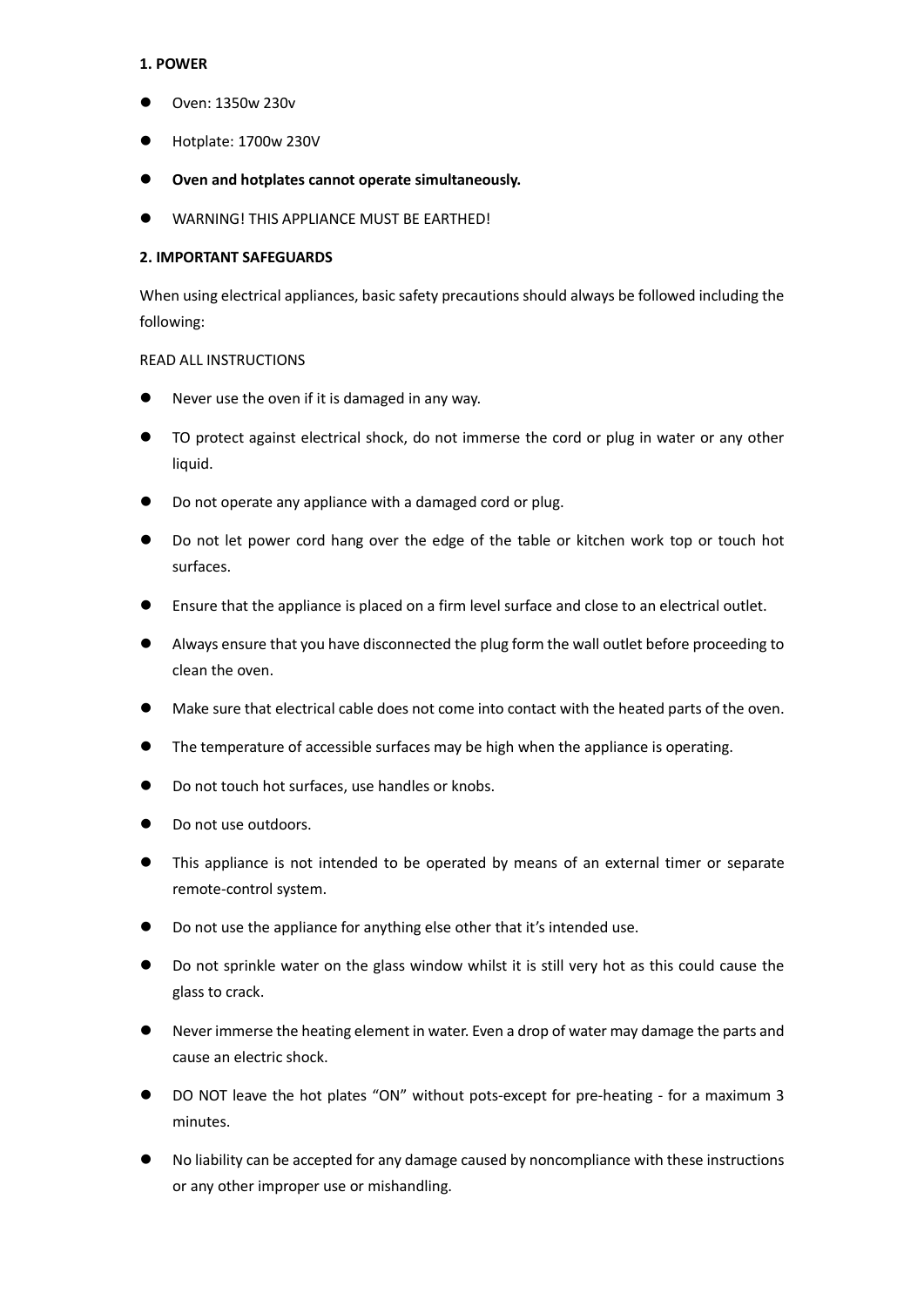**1. POWER**

- Oven: 1350w 230v
- Hotplate: 1700w 230V
- **Oven and hotplates cannot operate simultaneously.**
- WARNING! THIS APPLIANCE MUST BE EARTHED!

**2. IMPORTANT SAFEGUARDS**

When using electrical appliances, basic safety precautions should always be followed including the following:

READ ALL INSTRUCTIONS

- Never use the oven if it is damaged in any way.
- TO protect against electrical shock, do not immerse the cord or plug in water or any other liquid.
- Do not operate any appliance with a damaged cord or plug.
- Do not let power cord hang over the edge of the table or kitchen work top or touch hot surfaces.
- Ensure that the appliance is placed on a firm level surface and close to an electrical outlet.
- Always ensure that you have disconnected the plug form the wall outlet before proceeding to clean the oven.
- Make sure that electrical cable does not come into contact with the heated parts of the oven.
- The temperature of accessible surfaces may be high when the appliance is operating.
- Do not touch hot surfaces, use handles or knobs.
- Do not use outdoors.
- This appliance is not intended to be operated by means of an external timer or separate remote-control system.
- Do not use the appliance for anything else other that it's intended use.
- Do not sprinkle water on the glass window whilst it is still very hot as this could cause the glass to crack.
- Never immerse the heating element in water. Even a drop of water may damage the parts and cause an electric shock.
- DO NOT leave the hot plates "ON" without pots-except for pre-heating - for a maximum 3 minutes.
- No liability can be accepted for any damage caused by noncompliance with these instructions or any other improper use or mishandling.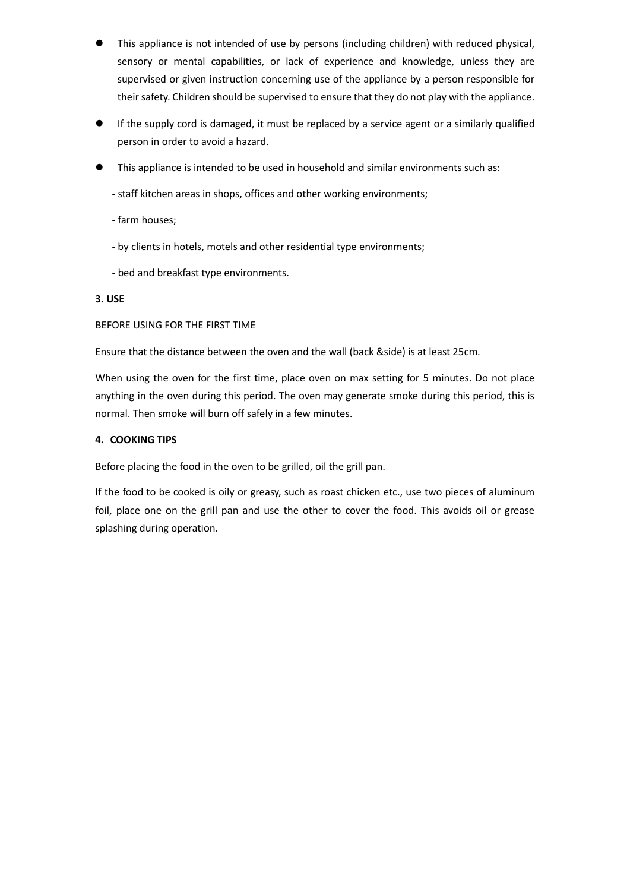- This appliance is not intended of use by persons (including children) with reduced physical, sensory or mental capabilities, or lack of experience and knowledge, unless they are supervised or given instruction concerning use of the appliance by a person responsible for their safety. Children should be supervised to ensure that they do not play with the appliance.

- If the supply cord is damaged, it must be replaced by a service agent or a similarly qualified person in order to avoid a hazard.

- This appliance is intended to be used in household and similar environments such as:

  - staff kitchen areas in shops, offices and other working environments;

  - farm houses;

  - by clients in hotels, motels and other residential type environments;

  - bed and breakfast type environments.

**3. USE**

BEFORE USING FOR THE FIRST TIME

Ensure that the distance between the oven and the wall (back &side) is at least 25cm.

When using the oven for the first time, place oven on max setting for 5 minutes. Do not place anything in the oven during this period. The oven may generate smoke during this period, this is normal. Then smoke will burn off safely in a few minutes.

**4. COOKING TIPS**

Before placing the food in the oven to be grilled, oil the grill pan.

If the food to be cooked is oily or greasy, such as roast chicken etc., use two pieces of aluminum foil, place one on the grill pan and use the other to cover the food. This avoids oil or grease splashing during operation.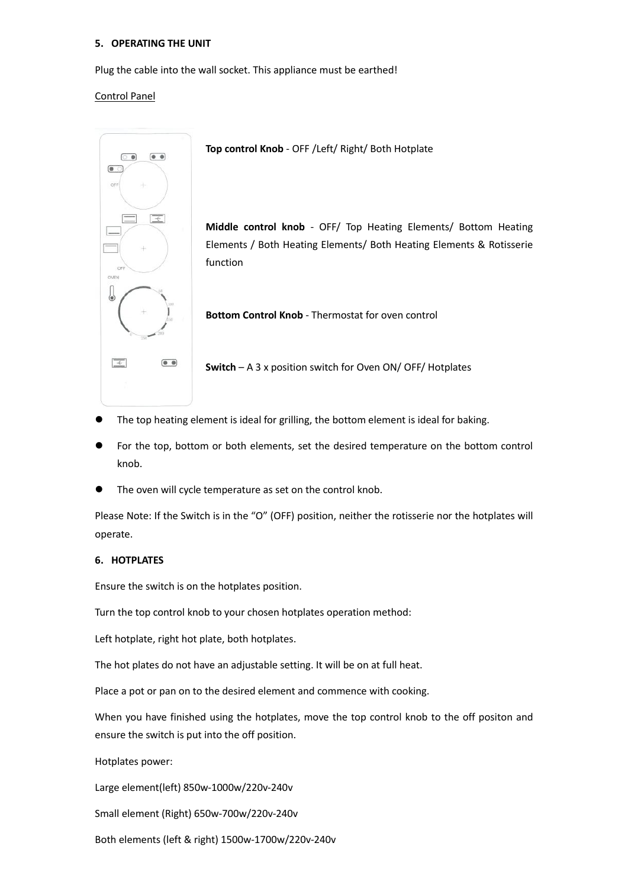## 5. OPERATING THE UNIT

Plug the cable into the wall socket. This appliance must be earthed!

Control Panel

**Top control Knob** - OFF /Left/ Right/ Both Hotplate

**Middle control knob** - OFF/ Top Heating Elements/ Bottom Heating Elements / Both Heating Elements/ Both Heating Elements & Rotisserie function

**Bottom Control Knob** - Thermostat for oven control

**Switch** – A 3 x position switch for Oven ON/ OFF/ Hotplates

- The top heating element is ideal for grilling, the bottom element is ideal for baking.
- For the top, bottom or both elements, set the desired temperature on the bottom control knob.
- The oven will cycle temperature as set on the control knob.

Please Note: If the Switch is in the “O” (OFF) position, neither the rotisserie nor the hotplates will operate.

## 6. HOTPLATES

Ensure the switch is on the hotplates position.

Turn the top control knob to your chosen hotplates operation method:

Left hotplate, right hot plate, both hotplates.

The hot plates do not have an adjustable setting. It will be on at full heat.

Place a pot or pan on to the desired element and commence with cooking.

When you have finished using the hotplates, move the top control knob to the off positon and ensure the switch is put into the off position.

Hotplates power:

Large element(left) 850w-1000w/220v-240v

Small element (Right) 650w-700w/220v-240v

Both elements (left & right) 1500w-1700w/220v-240v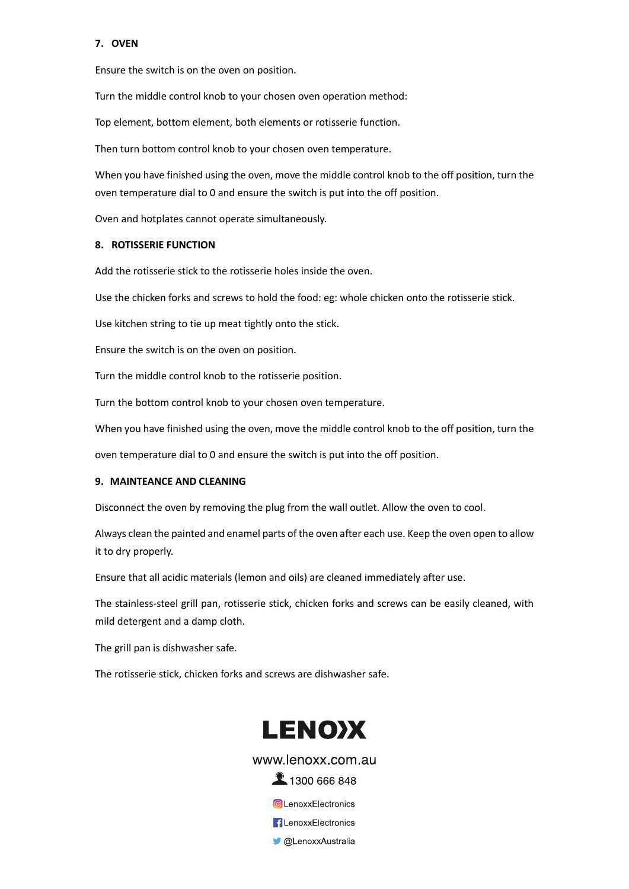## 7. OVEN

Ensure the switch is on the oven on position.

Turn the middle control knob to your chosen oven operation method:

Top element, bottom element, both elements or rotisserie function.

Then turn bottom control knob to your chosen oven temperature.

When you have finished using the oven, move the middle control knob to the off position, turn the oven temperature dial to 0 and ensure the switch is put into the off position.

Oven and hotplates cannot operate simultaneously.

## 8. ROTISSERIE FUNCTION

Add the rotisserie stick to the rotisserie holes inside the oven.

Use the chicken forks and screws to hold the food: eg: whole chicken onto the rotisserie stick.

Use kitchen string to tie up meat tightly onto the stick.

Ensure the switch is on the oven on position.

Turn the middle control knob to the rotisserie position.

Turn the bottom control knob to your chosen oven temperature.

When you have finished using the oven, move the middle control knob to the off position, turn the

oven temperature dial to 0 and ensure the switch is put into the off position.

## 9. MAINTEANCE AND CLEANING

Disconnect the oven by removing the plug from the wall outlet. Allow the oven to cool.

Always clean the painted and enamel parts of the oven after each use. Keep the oven open to allow it to dry properly.

Ensure that all acidic materials (lemon and oils) are cleaned immediately after use.

The stainless-steel grill pan, rotisserie stick, chicken forks and screws can be easily cleaned, with mild detergent and a damp cloth.

The grill pan is dishwasher safe.

The rotisserie stick, chicken forks and screws are dishwasher safe.

LENOXX

www.lenoxx.com.au

1300 666 848

LenoxxElectronics

LenoxxElectronics

@LenoxxAustralia